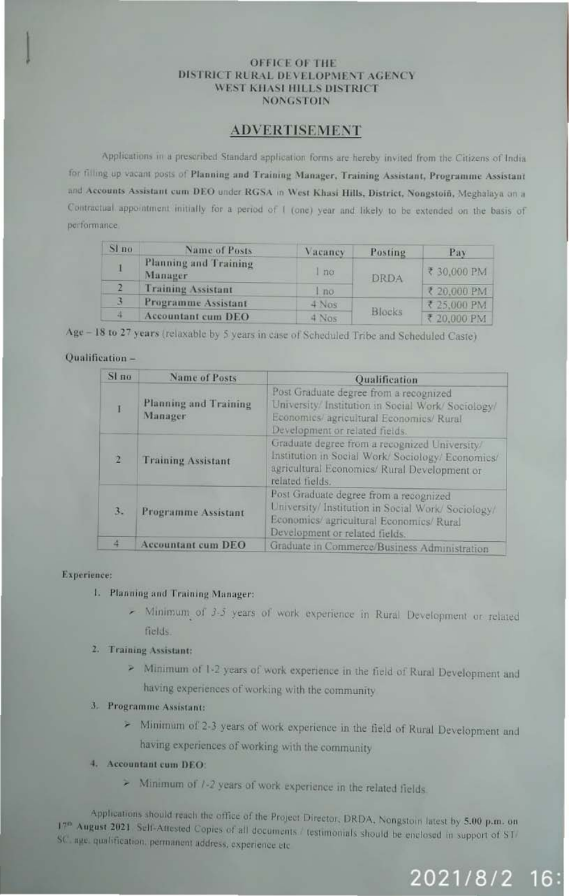OFFICE OF THE
DISTRICT RURAL DEVELOPMENT AGENCY
WEST KHASI HILLS DISTRICT
NONGSTOIN

# ADVERTISEMENT

Applications in a prescribed Standard application forms are hereby invited from the Citizens of India for filling up vacant posts of **Planning and Training Manager, Training Assistant, Programme Assistant** and **Accounts Assistant cum DEO** under **RGSA** in **West Khasi Hills, District, Nongstoiñ**, Meghalaya on a Contractual appointment initially for a period of 1 (one) year and likely to be extended on the basis of performance.

| Sl no | Name of Posts | Vacancy | Posting | Pay |
|---|---|---|---|---|
| 1 | Planning and Training Manager | 1 no | DRDA | ₹ 30,000 PM |
| 2 | Training Assistant | 1 no | | ₹ 20,000 PM |
| 3 | Programme Assistant | 4 Nos | Blocks | ₹ 25,000 PM |
| 4 | Accountant cum DEO | 4 Nos | | ₹ 20,000 PM |

Age – **18 to 27 years** (relaxable by 5 years in case of Scheduled Tribe and Scheduled Caste)

**Qualification –**

| Sl no | Name of Posts | Qualification |
|---|---|---|
| 1 | Planning and Training Manager | Post Graduate degree from a recognized University/ Institution in Social Work/ Sociology/ Economics/ agricultural Economics/ Rural Development or related fields. |
| 2 | Training Assistant | Graduate degree from a recognized University/ Institution in Social Work/ Sociology/ Economics/ agricultural Economics/ Rural Development or related fields. |
| 3. | Programme Assistant | Post Graduate degree from a recognized University/ Institution in Social Work/ Sociology/ Economics/ agricultural Economics/ Rural Development or related fields. |
| 4 | Accountant cum DEO | Graduate in Commerce/Business Administration |

**Experience:**

1. **Planning and Training Manager:**
   - Minimum of *3-5* years of work experience in Rural Development or related fields.
2. **Training Assistant:**
   - Minimum of 1-2 years of work experience in the field of Rural Development and having experiences of working with the community
3. **Programme Assistant:**
   - Minimum of 2-3 years of work experience in the field of Rural Development and having experiences of working with the community
4. **Accountant cum DEO:**
   - Minimum of *1-2* years of work experience in the related fields.

Applications should reach the office of the Project Director, DRDA, Nongstoin latest by **5.00 p.m.** on **17th August 2021**. Self-Attested Copies of all documents / testimonials should be enclosed in support of ST/SC, age, qualification, permanent address, experience etc.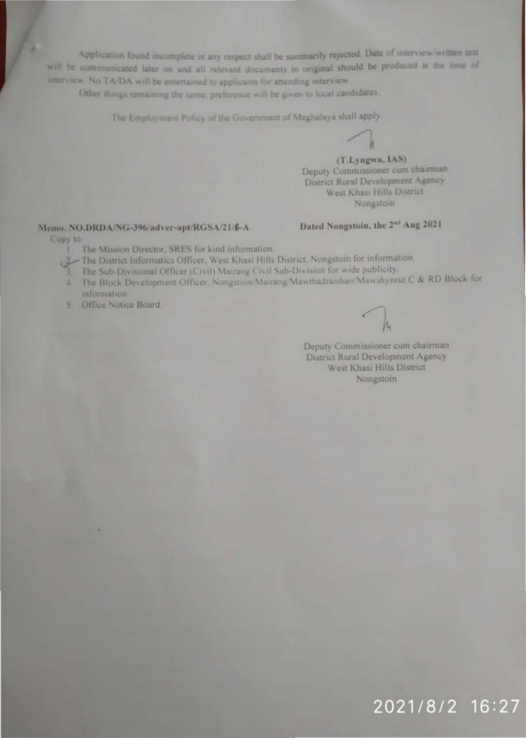Application found incomplete in any respect shall be summarily rejected. Date of interview/written test will be communicated later on and all relevant documents in original should be produced at the time of interview. No TA/DA will be entertained to applicants for attending interview.

Other things remaining the same, preference will be given to local candidates.

The Employment Policy of the Government of Meghalaya shall apply.

(T.Lyngwa, IAS)
Deputy Commissioner cum chairman
District Rural Development Agency
West Khasi Hills District
Nongstoin

**Memo. NO.DRDA/NG-396/adver-apt/RGSA/21/6-A** **Dated Nongstoin, the 2nd Aug 2021**

Copy to:

1. The Mission Director, SRES for kind information.
2. The District Informatics Officer, West Khasi Hills District, Nongstoin for information.
3. The Sub-Divisional Officer (Civil) Mairang Civil Sub-Division for wide publicity.
4. The Block Development Officer, Nongstoin/Mairang/Mawthadraishan/Mawshynrut C & RD Block for information.
5. Office Notice Board.

Deputy Commissioner cum chairman
District Rural Development Agency
West Khasi Hills District
Nongstoin

2021/8/2 16:27